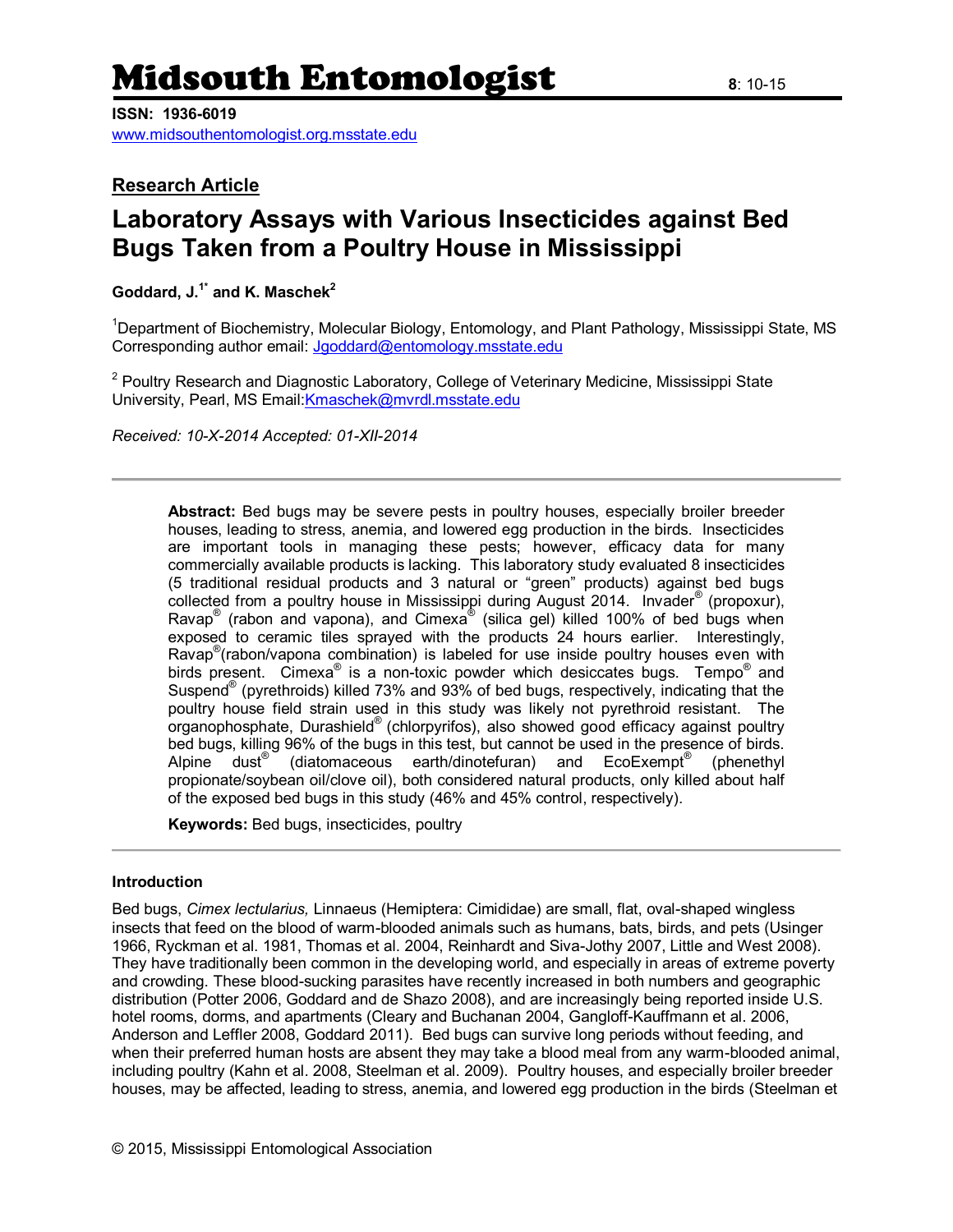# Midsouth Entomologist

**ISSN: 1936-6019**
www.midsouthentomologist.org.msstate.edu

**Research Article**

## Laboratory Assays with Various Insecticides against Bed Bugs Taken from a Poultry House in Mississippi

**Goddard, J.[1*] and K. Maschek[2]**

[1]Department of Biochemistry, Molecular Biology, Entomology, and Plant Pathology, Mississippi State, MS Corresponding author email: Jgoddard@entomology.msstate.edu

[2] Poultry Research and Diagnostic Laboratory, College of Veterinary Medicine, Mississippi State University, Pearl, MS Email:Kmaschek@mvrdl.msstate.edu

*Received: 10-X-2014 Accepted: 01-XII-2014*

---

**Abstract:** Bed bugs may be severe pests in poultry houses, especially broiler breeder houses, leading to stress, anemia, and lowered egg production in the birds. Insecticides are important tools in managing these pests; however, efficacy data for many commercially available products is lacking. This laboratory study evaluated 8 insecticides (5 traditional residual products and 3 natural or "green" products) against bed bugs collected from a poultry house in Mississippi during August 2014. Invader® (propoxur), Ravap® (rabon and vapona), and Cimexa® (silica gel) killed 100% of bed bugs when exposed to ceramic tiles sprayed with the products 24 hours earlier. Interestingly, Ravap®(rabon/vapona combination) is labeled for use inside poultry houses even with birds present. Cimexa® is a non-toxic powder which desiccates bugs. Tempo® and Suspend® (pyrethroids) killed 73% and 93% of bed bugs, respectively, indicating that the poultry house field strain used in this study was likely not pyrethroid resistant. The organophosphate, Durashield® (chlorpyrifos), also showed good efficacy against poultry bed bugs, killing 96% of the bugs in this test, but cannot be used in the presence of birds. Alpine dust® (diatomaceous earth/dinotefuran) and EcoExempt® (phenethyl propionate/soybean oil/clove oil), both considered natural products, only killed about half of the exposed bed bugs in this study (46% and 45% control, respectively).

**Keywords:** Bed bugs, insecticides, poultry

---

### Introduction

Bed bugs, *Cimex lectularius,* Linnaeus (Hemiptera: Cimididae) are small, flat, oval-shaped wingless insects that feed on the blood of warm-blooded animals such as humans, bats, birds, and pets (Usinger 1966, Ryckman et al. 1981, Thomas et al. 2004, Reinhardt and Siva-Jothy 2007, Little and West 2008). They have traditionally been common in the developing world, and especially in areas of extreme poverty and crowding. These blood-sucking parasites have recently increased in both numbers and geographic distribution (Potter 2006, Goddard and de Shazo 2008), and are increasingly being reported inside U.S. hotel rooms, dorms, and apartments (Cleary and Buchanan 2004, Gangloff-Kauffmann et al. 2006, Anderson and Leffler 2008, Goddard 2011). Bed bugs can survive long periods without feeding, and when their preferred human hosts are absent they may take a blood meal from any warm-blooded animal, including poultry (Kahn et al. 2008, Steelman et al. 2009). Poultry houses, and especially broiler breeder houses, may be affected, leading to stress, anemia, and lowered egg production in the birds (Steelman et

© 2015, Mississippi Entomological Association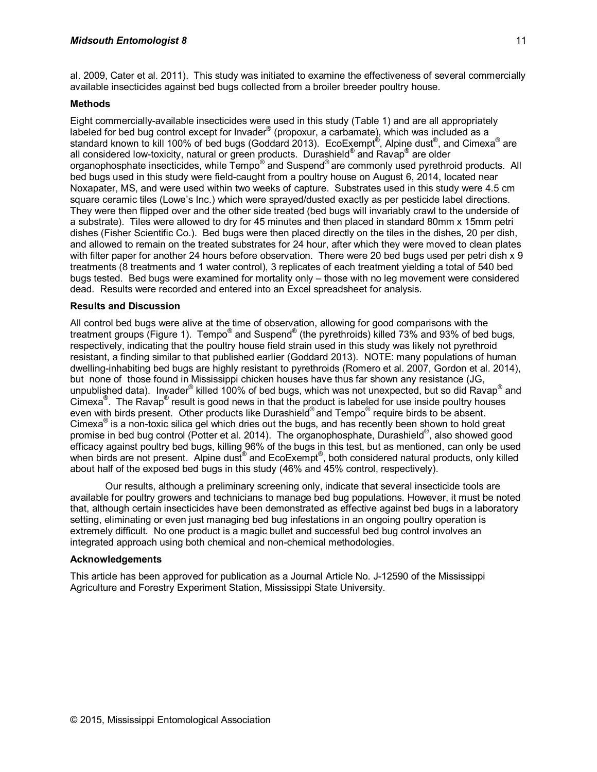al. 2009, Cater et al. 2011). This study was initiated to examine the effectiveness of several commercially available insecticides against bed bugs collected from a broiler breeder poultry house.

### Methods

Eight commercially-available insecticides were used in this study (Table 1) and are all appropriately labeled for bed bug control except for Invader® (propoxur, a carbamate), which was included as a standard known to kill 100% of bed bugs (Goddard 2013). EcoExempt®, Alpine dust®, and Cimexa® are all considered low-toxicity, natural or green products. Durashield® and Ravap® are older organophosphate insecticides, while Tempo® and Suspend® are commonly used pyrethroid products. All bed bugs used in this study were field-caught from a poultry house on August 6, 2014, located near Noxapater, MS, and were used within two weeks of capture. Substrates used in this study were 4.5 cm square ceramic tiles (Lowe's Inc.) which were sprayed/dusted exactly as per pesticide label directions. They were then flipped over and the other side treated (bed bugs will invariably crawl to the underside of a substrate). Tiles were allowed to dry for 45 minutes and then placed in standard 80mm x 15mm petri dishes (Fisher Scientific Co.). Bed bugs were then placed directly on the tiles in the dishes, 20 per dish, and allowed to remain on the treated substrates for 24 hour, after which they were moved to clean plates with filter paper for another 24 hours before observation. There were 20 bed bugs used per petri dish x 9 treatments (8 treatments and 1 water control), 3 replicates of each treatment yielding a total of 540 bed bugs tested. Bed bugs were examined for mortality only – those with no leg movement were considered dead. Results were recorded and entered into an Excel spreadsheet for analysis.

### Results and Discussion

All control bed bugs were alive at the time of observation, allowing for good comparisons with the treatment groups (Figure 1). Tempo® and Suspend® (the pyrethroids) killed 73% and 93% of bed bugs, respectively, indicating that the poultry house field strain used in this study was likely not pyrethroid resistant, a finding similar to that published earlier (Goddard 2013). NOTE: many populations of human dwelling-inhabiting bed bugs are highly resistant to pyrethroids (Romero et al. 2007, Gordon et al. 2014), but none of those found in Mississippi chicken houses have thus far shown any resistance (JG, unpublished data). Invader® killed 100% of bed bugs, which was not unexpected, but so did Ravap® and Cimexa®. The Ravap® result is good news in that the product is labeled for use inside poultry houses even with birds present. Other products like Durashield® and Tempo® require birds to be absent. Cimexa® is a non-toxic silica gel which dries out the bugs, and has recently been shown to hold great promise in bed bug control (Potter et al. 2014). The organophosphate, Durashield®, also showed good efficacy against poultry bed bugs, killing 96% of the bugs in this test, but as mentioned, can only be used when birds are not present. Alpine dust® and EcoExempt®, both considered natural products, only killed about half of the exposed bed bugs in this study (46% and 45% control, respectively).

Our results, although a preliminary screening only, indicate that several insecticide tools are available for poultry growers and technicians to manage bed bug populations. However, it must be noted that, although certain insecticides have been demonstrated as effective against bed bugs in a laboratory setting, eliminating or even just managing bed bug infestations in an ongoing poultry operation is extremely difficult. No one product is a magic bullet and successful bed bug control involves an integrated approach using both chemical and non-chemical methodologies.

### Acknowledgements

This article has been approved for publication as a Journal Article No. J-12590 of the Mississippi Agriculture and Forestry Experiment Station, Mississippi State University.

© 2015, Mississippi Entomological Association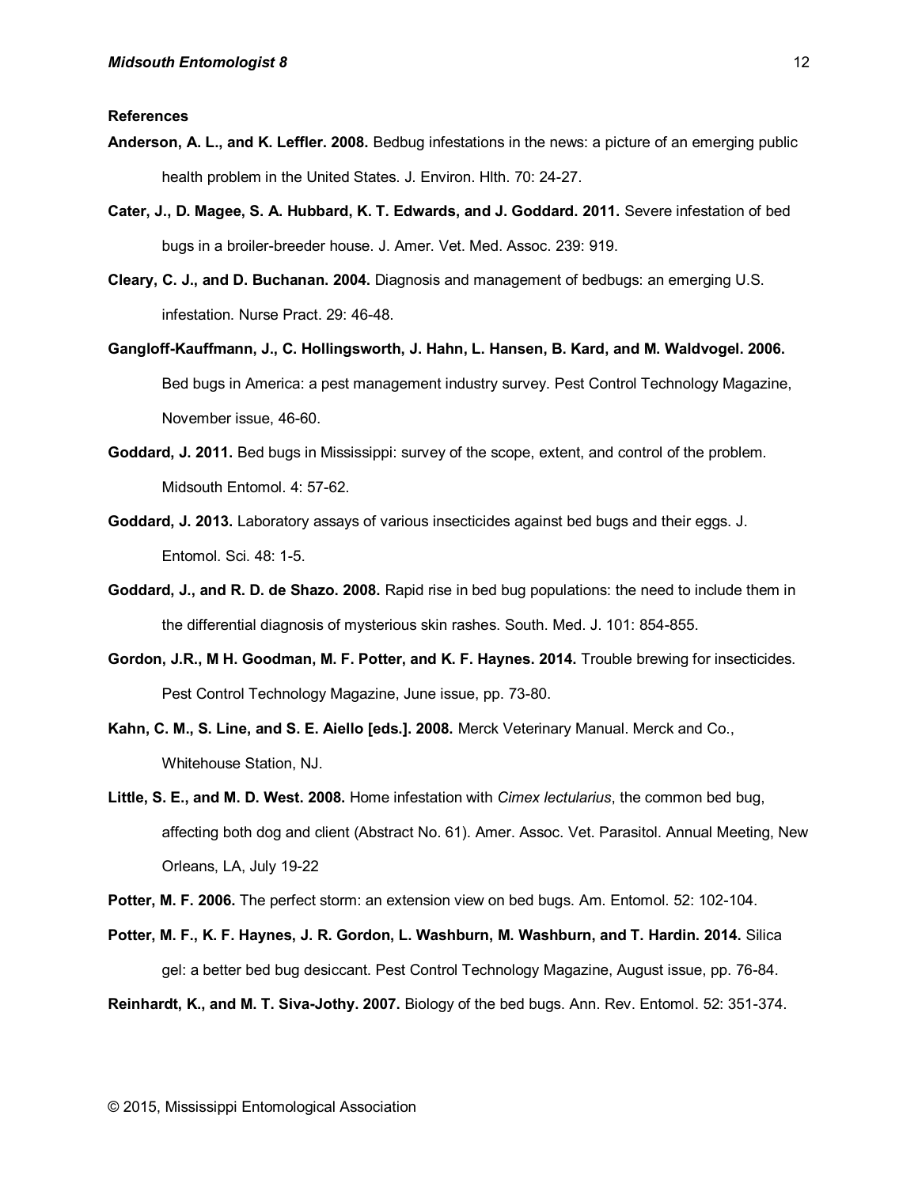**References**

**Anderson, A. L., and K. Leffler. 2008.** Bedbug infestations in the news: a picture of an emerging public health problem in the United States. J. Environ. Hlth. 70: 24-27.

**Cater, J., D. Magee, S. A. Hubbard, K. T. Edwards, and J. Goddard. 2011.** Severe infestation of bed bugs in a broiler-breeder house. J. Amer. Vet. Med. Assoc. 239: 919.

**Cleary, C. J., and D. Buchanan. 2004.** Diagnosis and management of bedbugs: an emerging U.S. infestation. Nurse Pract. 29: 46-48.

**Gangloff-Kauffmann, J., C. Hollingsworth, J. Hahn, L. Hansen, B. Kard, and M. Waldvogel. 2006.** Bed bugs in America: a pest management industry survey. Pest Control Technology Magazine, November issue, 46-60.

**Goddard, J. 2011.** Bed bugs in Mississippi: survey of the scope, extent, and control of the problem. Midsouth Entomol. 4: 57-62.

**Goddard, J. 2013.** Laboratory assays of various insecticides against bed bugs and their eggs. J. Entomol. Sci. 48: 1-5.

**Goddard, J., and R. D. de Shazo. 2008.** Rapid rise in bed bug populations: the need to include them in the differential diagnosis of mysterious skin rashes. South. Med. J. 101: 854-855.

**Gordon, J.R., M H. Goodman, M. F. Potter, and K. F. Haynes. 2014.** Trouble brewing for insecticides. Pest Control Technology Magazine, June issue, pp. 73-80.

**Kahn, C. M., S. Line, and S. E. Aiello [eds.]. 2008.** Merck Veterinary Manual. Merck and Co., Whitehouse Station, NJ.

**Little, S. E., and M. D. West. 2008.** Home infestation with *Cimex lectularius*, the common bed bug, affecting both dog and client (Abstract No. 61). Amer. Assoc. Vet. Parasitol. Annual Meeting, New Orleans, LA, July 19-22

**Potter, M. F. 2006.** The perfect storm: an extension view on bed bugs. Am. Entomol. 52: 102-104.

**Potter, M. F., K. F. Haynes, J. R. Gordon, L. Washburn, M. Washburn, and T. Hardin. 2014.** Silica gel: a better bed bug desiccant. Pest Control Technology Magazine, August issue, pp. 76-84.

**Reinhardt, K., and M. T. Siva-Jothy. 2007.** Biology of the bed bugs. Ann. Rev. Entomol. 52: 351-374.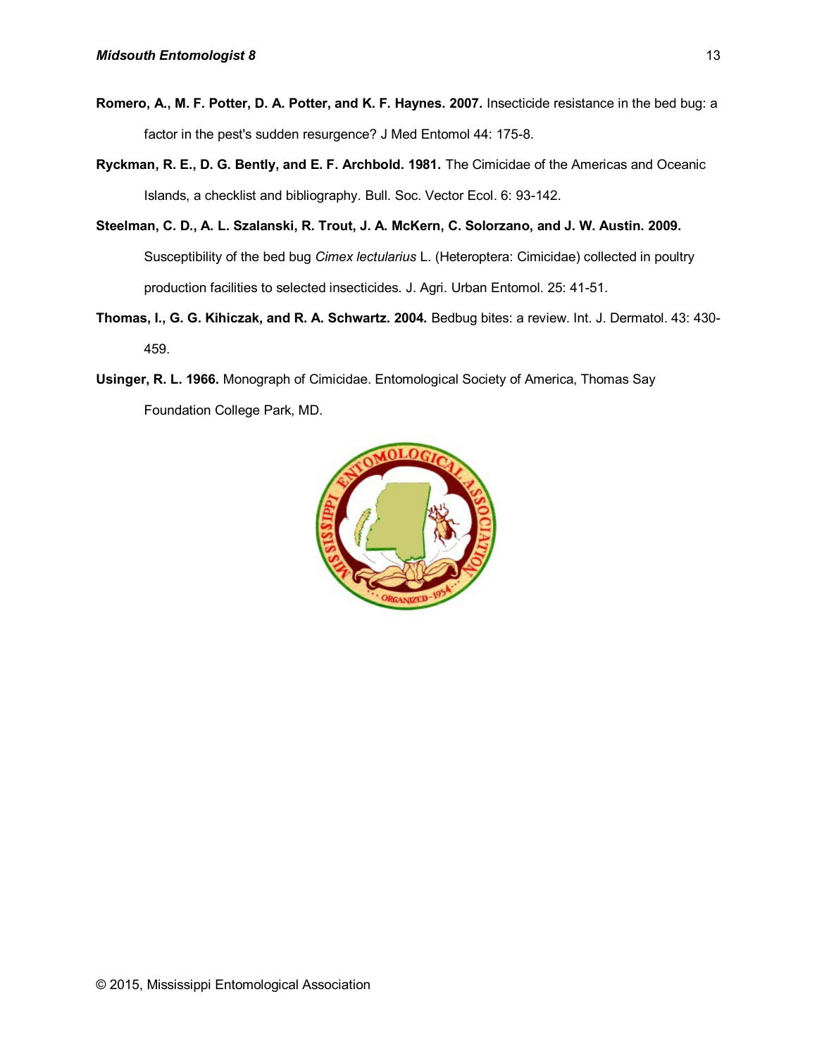**Romero, A., M. F. Potter, D. A. Potter, and K. F. Haynes. 2007.** Insecticide resistance in the bed bug: a factor in the pest's sudden resurgence? J Med Entomol 44: 175-8.

**Ryckman, R. E., D. G. Bently, and E. F. Archbold. 1981.** The Cimicidae of the Americas and Oceanic Islands, a checklist and bibliography. Bull. Soc. Vector Ecol. 6: 93-142.

**Steelman, C. D., A. L. Szalanski, R. Trout, J. A. McKern, C. Solorzano, and J. W. Austin. 2009.** Susceptibility of the bed bug *Cimex lectularius* L. (Heteroptera: Cimicidae) collected in poultry production facilities to selected insecticides. J. Agri. Urban Entomol. 25: 41-51.

**Thomas, I., G. G. Kihiczak, and R. A. Schwartz. 2004.** Bedbug bites: a review. Int. J. Dermatol. 43: 430-459.

**Usinger, R. L. 1966.** Monograph of Cimicidae. Entomological Society of America, Thomas Say Foundation College Park, MD.

© 2015, Mississippi Entomological Association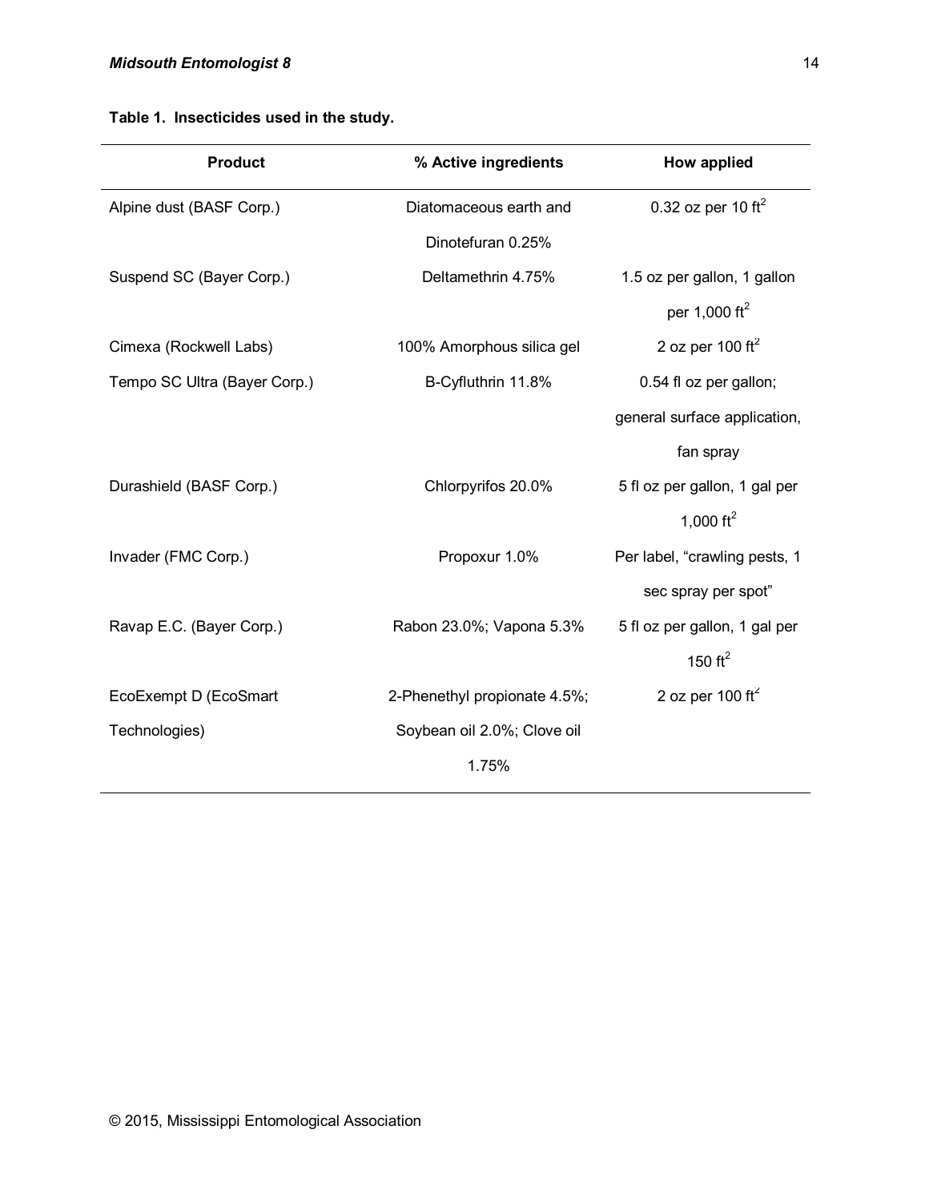**Table 1. Insecticides used in the study.**

| Product | % Active ingredients | How applied |
|---|---|---|
| Alpine dust (BASF Corp.) | Diatomaceous earth and Dinotefuran 0.25% | 0.32 oz per 10 $ft^2$ |
| Suspend SC (Bayer Corp.) | Deltamethrin 4.75% | 1.5 oz per gallon, 1 gallon per 1,000 $ft^2$ |
| Cimexa (Rockwell Labs) | 100% Amorphous silica gel | 2 oz per 100 $ft^2$ |
| Tempo SC Ultra (Bayer Corp.) | B-Cyfluthrin 11.8% | 0.54 fl oz per gallon; general surface application, fan spray |
| Durashield (BASF Corp.) | Chlorpyrifos 20.0% | 5 fl oz per gallon, 1 gal per 1,000 $ft^2$ |
| Invader (FMC Corp.) | Propoxur 1.0% | Per label, "crawling pests, 1 sec spray per spot" |
| Ravap E.C. (Bayer Corp.) | Rabon 23.0%; Vapona 5.3% | 5 fl oz per gallon, 1 gal per 150 $ft^2$ |
| EcoExempt D (EcoSmart Technologies) | 2-Phenethyl propionate 4.5%; Soybean oil 2.0%; Clove oil 1.75% | 2 oz per 100 $ft^2$ |

© 2015, Mississippi Entomological Association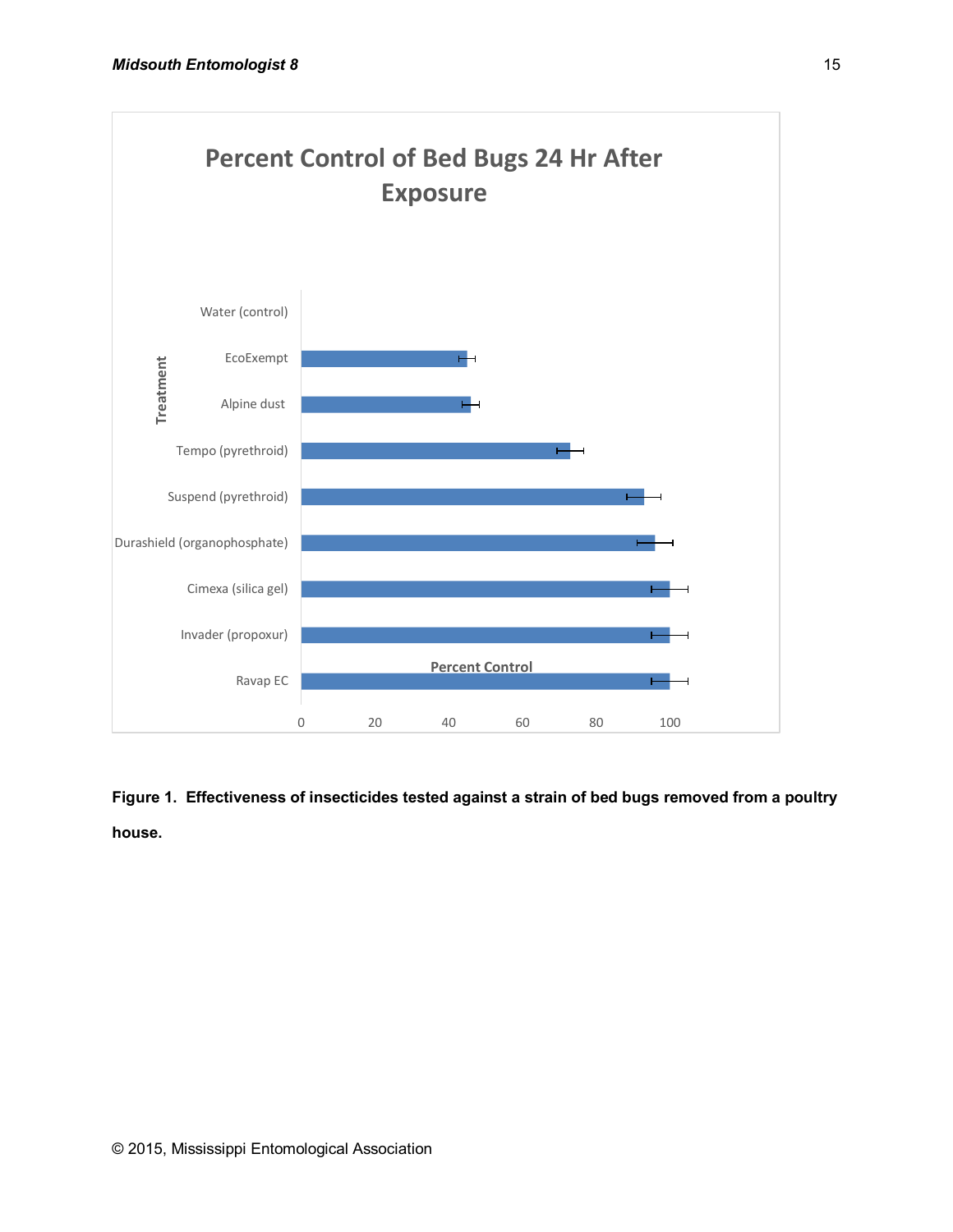Percent Control of Bed Bugs 24 Hr After Exposure

Treatment

Water (control)
EcoExempt
Alpine dust
Tempo (pyrethroid)
Suspend (pyrethroid)
Durashield (organophosphate)
Cimexa (silica gel)
Invader (propoxur)
Ravap EC

Percent Control

0
20
40
60
80
100

**Figure 1. Effectiveness of insecticides tested against a strain of bed bugs removed from a poultry house.**